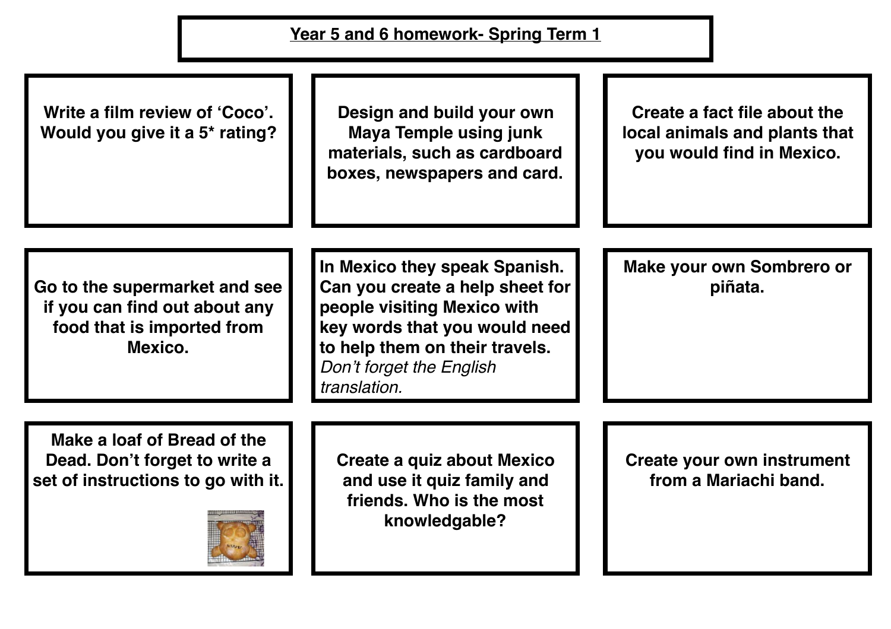## Year 5 and 6 homework- Spring Term 1

| | | |
|---|---|---|
| **Write a film review of 'Coco'. Would you give it a 5* rating?** | **Design and build your own Maya Temple using junk materials, such as cardboard boxes, newspapers and card.** | **Create a fact file about the local animals and plants that you would find in Mexico.** |
| **Go to the supermarket and see if you can find out about any food that is imported from Mexico.** | **In Mexico they speak Spanish. Can you create a help sheet for people visiting Mexico with key words that you would need to help them on their travels.** *Don't forget the English translation.* | **Make your own Sombrero or piñata.** |
| **Make a loaf of Bread of the Dead. Don't forget to write a set of instructions to go with it.** | **Create a quiz about Mexico and use it quiz family and friends. Who is the most knowledgable?** | **Create your own instrument from a Mariachi band.** |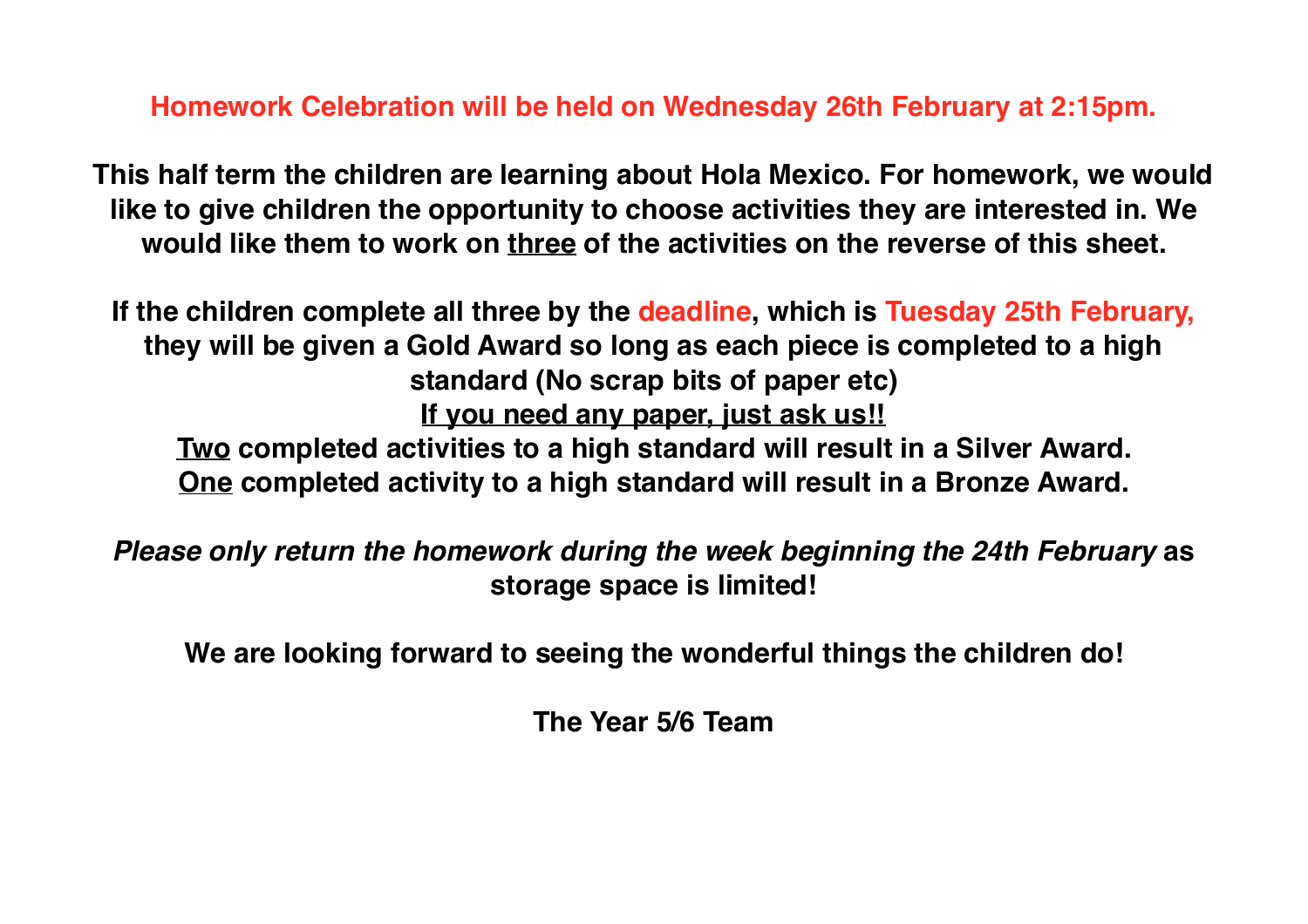**Homework Celebration will be held on Wednesday 26th February at 2:15pm.**

**This half term the children are learning about Hola Mexico. For homework, we would like to give children the opportunity to choose activities they are interested in. We would like them to work on <u>three</u> of the activities on the reverse of this sheet.**

**If the children complete all three by the deadline, which is Tuesday 25th February, they will be given a Gold Award so long as each piece is completed to a high standard (No scrap bits of paper etc)**

**<u>If you need any paper, just ask us!!</u>**

**<u>Two</u> completed activities to a high standard will result in a Silver Award.**

**<u>One</u> completed activity to a high standard will result in a Bronze Award.**

***Please only return the homework during the week beginning the 24th February* as storage space is limited!**

**We are looking forward to seeing the wonderful things the children do!**

**The Year 5/6 Team**